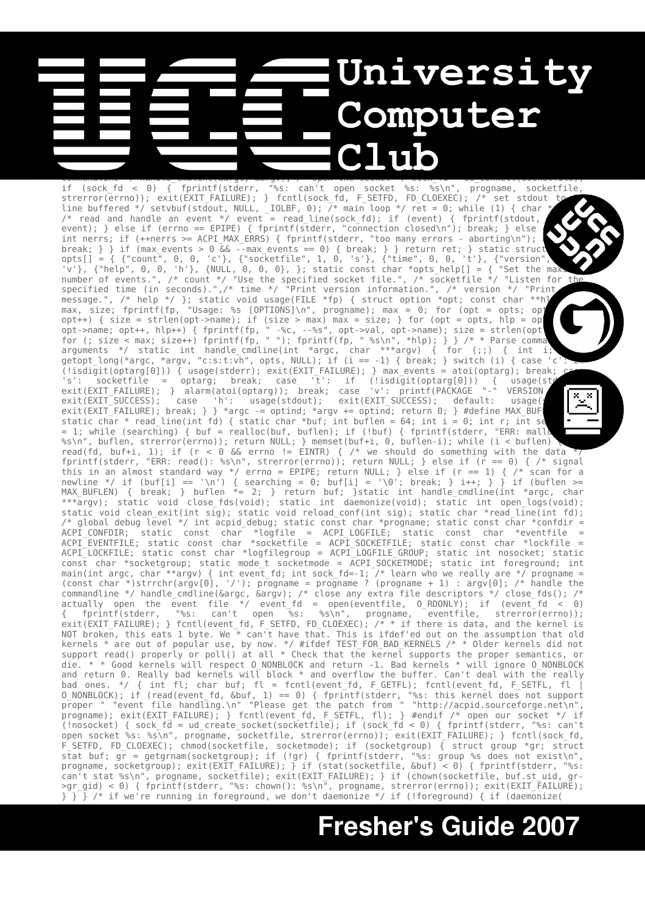# University Computer Club

```
commandline */ handle_cmdline(&argc, &argv); /* open the socket */ sock_fd = ud_connect(socketfile);
if (sock_fd < 0) { fprintf(stderr, "%s: can't open socket %s: %s\n", progname, socketfile,
strerror(errno)); exit(EXIT_FAILURE); } fcntl(sock_fd, F_SETFD, FD_CLOEXEC); /* set stdout to
line buffered */ setvbuf(stdout, NULL, _IOLBF, 0); /* main loop */ ret = 0; while (1) { char *
/* read and handle an event */ event = read_line(sock_fd); if (event) { fprintf(stdout,
event); } else if (errno == EPIPE) { fprintf(stderr, "connection closed\n"); break; } else
int nerrs; if (++nerrs >= ACPI_MAX_ERRS) { fprintf(stderr, "too many errors - aborting\n");
break; } } if (max_events > 0 && --max_events == 0) { break; } } return ret; } static struct
opts[] = { {"count", 0, 0, 'c'}, {"socketfile", 1, 0, 's'}, {"time", 0, 0, 't'}, {"version",
'v'}, {"help", 0, 0, 'h'}, {NULL, 0, 0, 0}, }; static const char *opts_help[] = { "Set the maxi
number of events.", /* count */ "Use the specified socket file.", /* socketfile */ "Listen for the
specified time (in seconds).",/* time */ "Print version information.", /* version */ "Print
message.", /* help */ }; static void usage(FILE *fp) { struct option *opt; const char **hl
max, size; fprintf(fp, "Usage: %s [OPTIONS]\n", progname); max = 0; for (opt = opts; opt
opt++) { size = strlen(opt->name); if (size > max) max = size; } for (opt = opts, hlp = op
opt->name; opt++, hlp++) { fprintf(fp, " -%c, --%s", opt->val, opt->name); size = strlen(opt
for (; size < max; size++) fprintf(fp, " "); fprintf(fp, " %s\n", *hlp); } } /* * Parse comma
arguments */ static int handle_cmdline(int *argc, char ***argv) { for (;;) { int i;
getopt_long(*argc, *argv, "c:s:t:vh", opts, NULL); if (i == -1) { break; } switch (i) { case 'c': if
(!isdigit(optarg[0])) { usage(stderr); exit(EXIT_FAILURE); } max_events = atoi(optarg); break; case
's': socketfile = optarg; break; case 't': if (!isdigit(optarg[0])) { usage(std
exit(EXIT_FAILURE); } alarm(atoi(optarg)); break; case 'v': printf(PACKAGE "-" VERSION
exit(EXIT_SUCCESS); case 'h': usage(stdout); exit(EXIT_SUCCESS); default: usage(
exit(EXIT_FAILURE); break; } } *argc -= optind; *argv += optind; return 0; } #define MAX_BUF
static char * read_line(int fd) { static char *buf; int buflen = 64; int i = 0; int r; int se
= 1; while (searching) { buf = realloc(buf, buflen); if (!buf) { fprintf(stderr, "ERR: mallo
%s\n", buflen, strerror(errno)); return NULL; } memset(buf+i, 0, buflen-i); while (i < buflen) {
read(fd, buf+i, 1); if (r < 0 && errno != EINTR) { /* we should do something with the data */
fprintf(stderr, "ERR: read(): %s\n", strerror(errno)); return NULL; } else if (r == 0) { /* signal
this in an almost standard way */ errno = EPIPE; return NULL; } else if (r == 1) { /* scan for a
newline */ if (buf[i] == '\n') { searching = 0; buf[i] = '\0'; break; } i++; } } if (buflen >=
MAX_BUFLEN) { break; } buflen *= 2; } return buf; }static int handle_cmdline(int *argc, char
***argv); static void close_fds(void); static int daemonize(void); static int open_logs(void);
static void clean_exit(int sig); static void reload_conf(int sig); static char *read_line(int fd);
/* global debug level */ int acpid_debug; static const char *progname; static const char *confdir =
ACPI_CONFDIR; static const char *logfile = ACPI_LOGFILE; static const char *eventfile =
ACPI_EVENTFILE; static const char *socketfile = ACPI_SOCKETFILE; static const char *lockfile =
ACPI_LOCKFILE; static const char *logfilegroup = ACPI_LOGFILE_GROUP; static int nosocket; static
const char *socketgroup; static mode_t socketmode = ACPI_SOCKETMODE; static int foreground; int
main(int argc, char **argv) { int event_fd; int sock_fd=-1; /* learn who we really are */ progname =
(const char *)strrchr(argv[0], '/'); progname = progname ? (progname + 1) : argv[0]; /* handle the
commandline */ handle_cmdline(&argc, &argv); /* close any extra file descriptors */ close_fds(); /*
actually open the event file */ event_fd = open(eventfile, O_RDONLY); if (event_fd < 0)
{ fprintf(stderr, "%s: can't open %s: %s\n", progname, eventfile, strerror(errno));
exit(EXIT_FAILURE); } fcntl(event_fd, F_SETFD, FD_CLOEXEC); /* * if there is data, and the kernel is
NOT broken, this eats 1 byte. We * can't have that. This is ifdef'ed out on the assumption that old
kernels * are out of popular use, by now. */ #ifdef TEST_FOR_BAD_KERNELS /* * Older kernels did not
support read() properly or poll() at all * Check that the kernel supports the proper semantics, or
die. * * Good kernels will respect O_NONBLOCK and return -1. Bad kernels * will ignore O_NONBLOCK
and return 0. Really bad kernels will block * and overflow the buffer. Can't deal with the really
bad ones. */ { int fl; char buf; fl = fcntl(event_fd, F_GETFL); fcntl(event_fd, F_SETFL, fl |
O_NONBLOCK); if (read(event_fd, &buf, 1) == 0) { fprintf(stderr, "%s: this kernel does not support
proper " "event file handling.\n" "Please get the patch from " "http://acpid.sourceforge.net\n",
progname); exit(EXIT_FAILURE); } fcntl(event_fd, F_SETFL, fl); } #endif /* open our socket */ if
(!nosocket) { sock_fd = ud_create_socket(socketfile); if (sock_fd < 0) { fprintf(stderr, "%s: can't
open socket %s: %s\n", progname, socketfile, strerror(errno)); exit(EXIT_FAILURE); } fcntl(sock_fd,
F_SETFD, FD_CLOEXEC); chmod(socketfile, socketmode); if (socketgroup) { struct group *gr; struct
stat buf; gr = getgrnam(socketgroup); if (!gr) { fprintf(stderr, "%s: group %s does not exist\n",
progname, socketgroup); exit(EXIT_FAILURE); } if (stat(socketfile, &buf) < 0) { fprintf(stderr, "%s:
can't stat %s\n", progname, socketfile); exit(EXIT_FAILURE); } if (chown(socketfile, buf.st_uid, gr-
>gr_gid) < 0) { fprintf(stderr, "%s: chown(): %s\n", progname, strerror(errno)); exit(EXIT_FAILURE);
} } } /* if we're running in foreground, we don't daemonize */ if (!foreground) { if (daemonize(
```

## Fresher's Guide 2007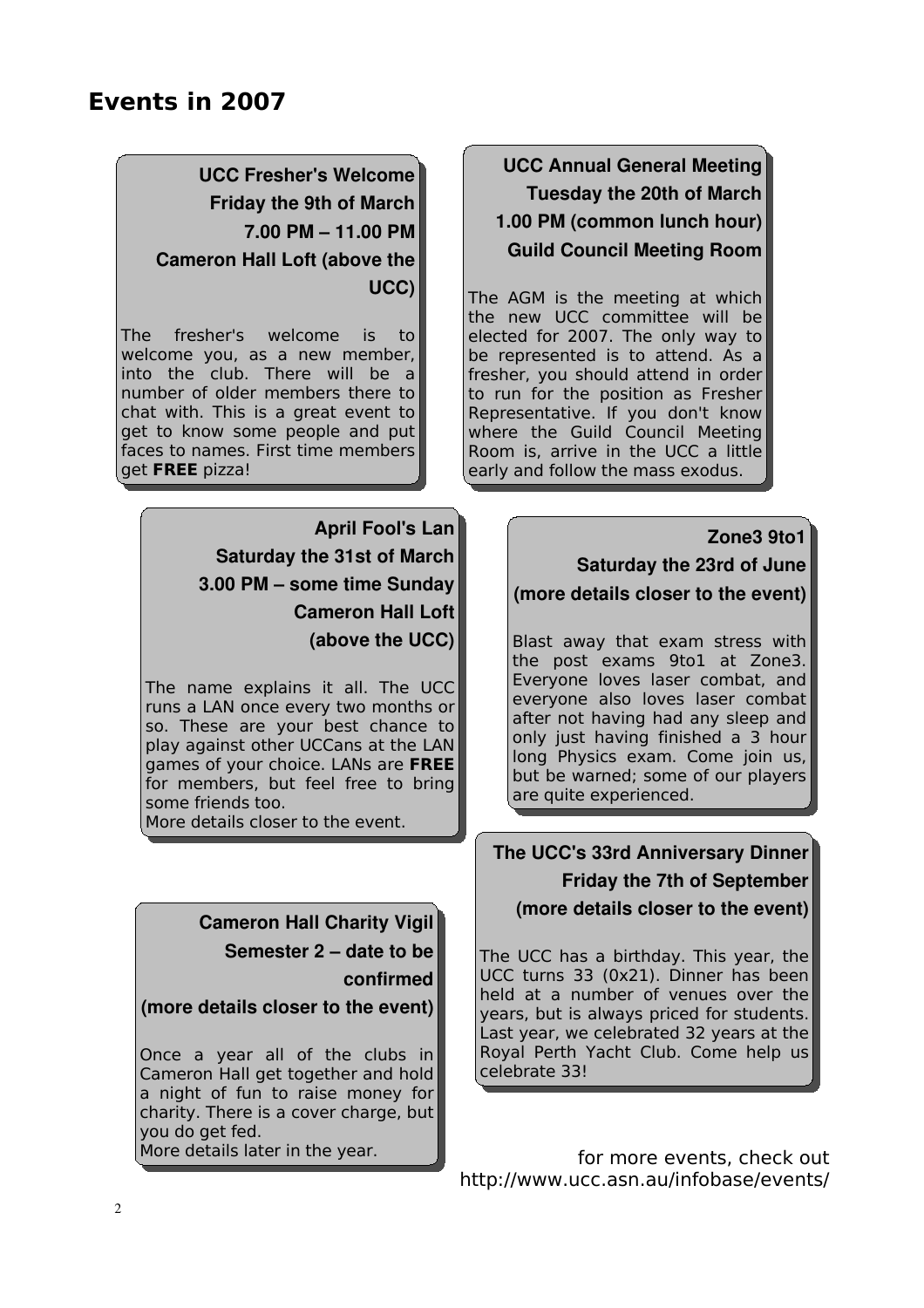# Events in 2007

**UCC Fresher's Welcome**
**Friday the 9th of March**
**7.00 PM – 11.00 PM**
**Cameron Hall Loft (above the UCC)**

The fresher's welcome is to welcome you, as a new member, into the club. There will be a number of older members there to chat with. This is a great event to get to know some people and put faces to names. First time members get **FREE** pizza!

**UCC Annual General Meeting**
**Tuesday the 20th of March**
**1.00 PM (common lunch hour)**
**Guild Council Meeting Room**

The AGM is the meeting at which the new UCC committee will be elected for 2007. The only way to be represented is to attend. As a fresher, you should attend in order to run for the position as Fresher Representative. If you don't know where the Guild Council Meeting Room is, arrive in the UCC a little early and follow the mass exodus.

**April Fool's Lan**
**Saturday the 31st of March**
**3.00 PM – some time Sunday**
**Cameron Hall Loft**
**(above the UCC)**

The name explains it all. The UCC runs a LAN once every two months or so. These are your best chance to play against other UCCans at the LAN games of your choice. LANs are **FREE** for members, but feel free to bring some friends too.
More details closer to the event.

**Zone3 9to1**
**Saturday the 23rd of June**
**(more details closer to the event)**

Blast away that exam stress with the post exams 9to1 at Zone3. Everyone loves laser combat, and everyone also loves laser combat after not having had any sleep and only just having finished a 3 hour long Physics exam. Come join us, but be warned; some of our players are quite experienced.

**The UCC's 33rd Anniversary Dinner**
**Friday the 7th of September**
**(more details closer to the event)**

The UCC has a birthday. This year, the UCC turns 33 (0x21). Dinner has been held at a number of venues over the years, but is always priced for students. Last year, we celebrated 32 years at the Royal Perth Yacht Club. Come help us celebrate 33!

**Cameron Hall Charity Vigil**
**Semester 2 – date to be confirmed**
**(more details closer to the event)**

Once a year all of the clubs in Cameron Hall get together and hold a night of fun to raise money for charity. There is a cover charge, but you do get fed.
More details later in the year.

for more events, check out
http://www.ucc.asn.au/infobase/events/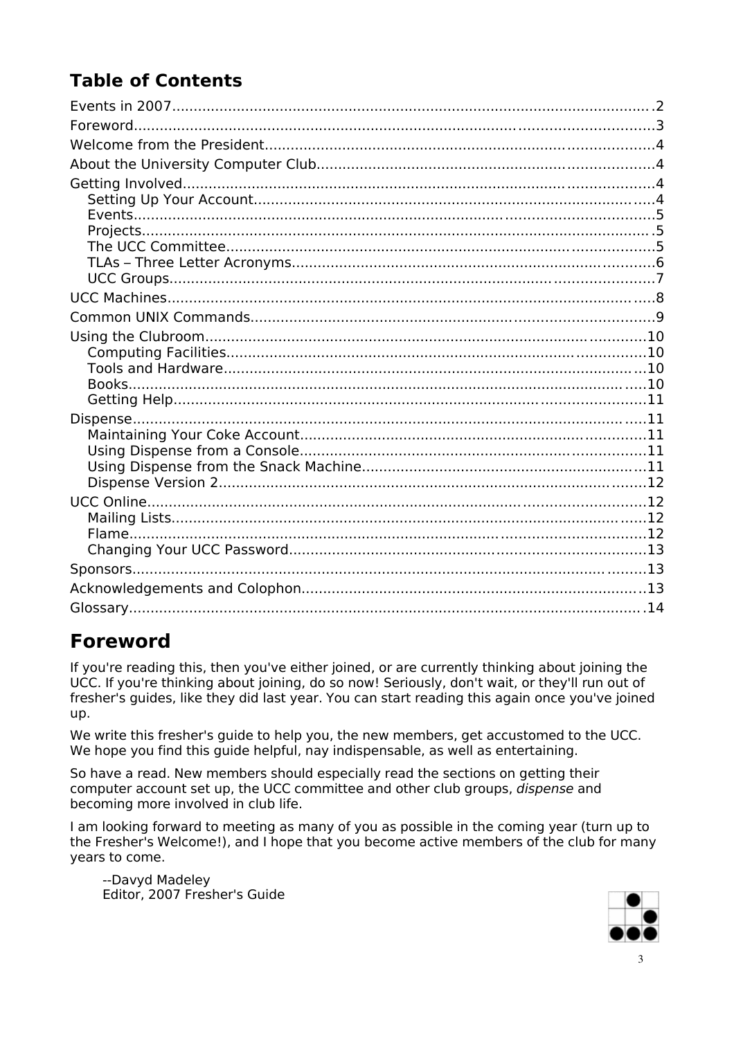## Table of Contents

- Events in 2007 .......... 2
- Foreword .......... 3
- Welcome from the President .......... 4
- About the University Computer Club .......... 4
- Getting Involved .......... 4
  - Setting Up Your Account .......... 4
  - Events .......... 5
  - Projects .......... 5
  - The UCC Committee .......... 5
  - TLAs – Three Letter Acronyms .......... 6
  - UCC Groups .......... 7
- UCC Machines .......... 8
- Common UNIX Commands .......... 9
- Using the Clubroom .......... 10
  - Computing Facilities .......... 10
  - Tools and Hardware .......... 10
  - Books .......... 10
  - Getting Help .......... 11
- Dispense .......... 11
  - Maintaining Your Coke Account .......... 11
  - Using Dispense from a Console .......... 11
  - Using Dispense from the Snack Machine .......... 11
  - Dispense Version 2 .......... 12
- UCC Online .......... 12
  - Mailing Lists .......... 12
  - Flame .......... 12
  - Changing Your UCC Password .......... 13
- Sponsors .......... 13
- Acknowledgements and Colophon .......... 13
- Glossary .......... 14

# Foreword

If you're reading this, then you've either joined, or are currently thinking about joining the UCC. If you're thinking about joining, do so now! Seriously, don't wait, or they'll run out of fresher's guides, like they did last year. You can start reading this again once you've joined up.

We write this fresher's guide to help you, the new members, get accustomed to the UCC. We hope you find this guide helpful, nay indispensable, as well as entertaining.

So have a read. New members should especially read the sections on getting their computer account set up, the UCC committee and other club groups, *dispense* and becoming more involved in club life.

I am looking forward to meeting as many of you as possible in the coming year (turn up to the Fresher's Welcome!), and I hope that you become active members of the club for many years to come.

--Davyd Madeley
Editor, 2007 Fresher's Guide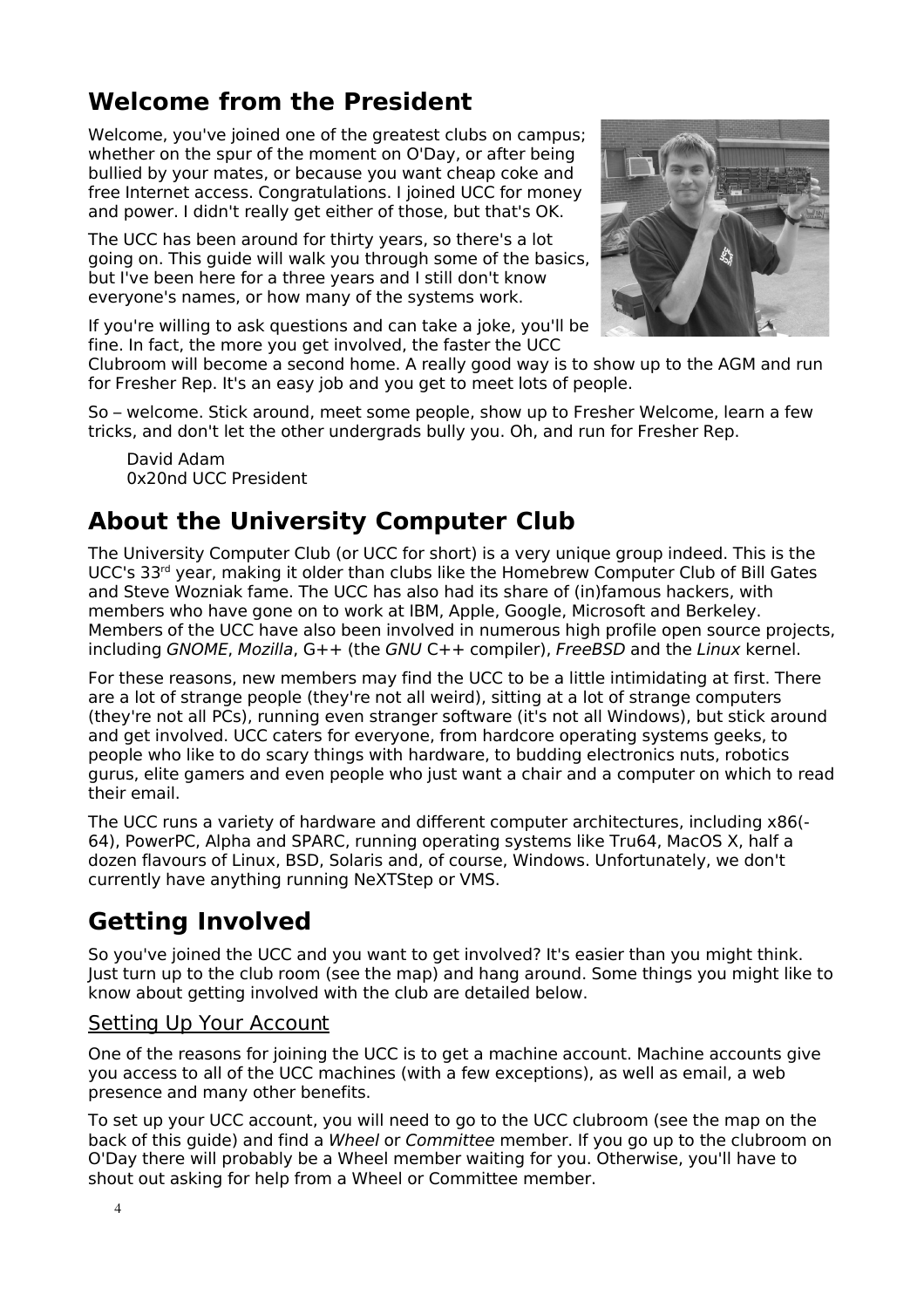## Welcome from the President

Welcome, you've joined one of the greatest clubs on campus; whether on the spur of the moment on O'Day, or after being bullied by your mates, or because you want cheap coke and free Internet access. Congratulations. I joined UCC for money and power. I didn't really get either of those, but that's OK.

The UCC has been around for thirty years, so there's a lot going on. This guide will walk you through some of the basics, but I've been here for a three years and I still don't know everyone's names, or how many of the systems work.

If you're willing to ask questions and can take a joke, you'll be fine. In fact, the more you get involved, the faster the UCC Clubroom will become a second home. A really good way is to show up to the AGM and run for Fresher Rep. It's an easy job and you get to meet lots of people.

So – welcome. Stick around, meet some people, show up to Fresher Welcome, learn a few tricks, and don't let the other undergrads bully you. Oh, and run for Fresher Rep.

David Adam
0x20nd UCC President

## About the University Computer Club

The University Computer Club (or UCC for short) is a very unique group indeed. This is the UCC's 33rd year, making it older than clubs like the Homebrew Computer Club of Bill Gates and Steve Wozniak fame. The UCC has also had its share of (in)famous hackers, with members who have gone on to work at IBM, Apple, Google, Microsoft and Berkeley. Members of the UCC have also been involved in numerous high profile open source projects, including *GNOME*, *Mozilla*, G++ (the *GNU* C++ compiler), *FreeBSD* and the *Linux* kernel.

For these reasons, new members may find the UCC to be a little intimidating at first. There are a lot of strange people (they're not all weird), sitting at a lot of strange computers (they're not all PCs), running even stranger software (it's not all Windows), but stick around and get involved. UCC caters for everyone, from hardcore operating systems geeks, to people who like to do scary things with hardware, to budding electronics nuts, robotics gurus, elite gamers and even people who just want a chair and a computer on which to read their email.

The UCC runs a variety of hardware and different computer architectures, including x86(-64), PowerPC, Alpha and SPARC, running operating systems like Tru64, MacOS X, half a dozen flavours of Linux, BSD, Solaris and, of course, Windows. Unfortunately, we don't currently have anything running NeXTStep or VMS.

## Getting Involved

So you've joined the UCC and you want to get involved? It's easier than you might think. Just turn up to the club room (see the map) and hang around. Some things you might like to know about getting involved with the club are detailed below.

### Setting Up Your Account

One of the reasons for joining the UCC is to get a machine account. Machine accounts give you access to all of the UCC machines (with a few exceptions), as well as email, a web presence and many other benefits.

To set up your UCC account, you will need to go to the UCC clubroom (see the map on the back of this guide) and find a *Wheel* or *Committee* member. If you go up to the clubroom on O'Day there will probably be a Wheel member waiting for you. Otherwise, you'll have to shout out asking for help from a Wheel or Committee member.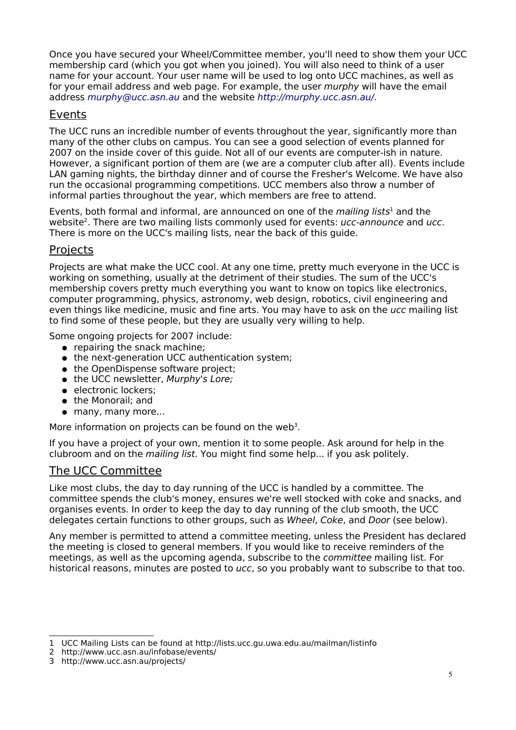Once you have secured your Wheel/Committee member, you'll need to show them your UCC membership card (which you got when you joined). You will also need to think of a user name for your account. Your user name will be used to log onto UCC machines, as well as for your email address and web page. For example, the user *murphy* will have the email address *murphy@ucc.asn.au* and the website *http://murphy.ucc.asn.au/*.

## Events

The UCC runs an incredible number of events throughout the year, significantly more than many of the other clubs on campus. You can see a good selection of events planned for 2007 on the inside cover of this guide. Not all of our events are computer-ish in nature. However, a significant portion of them are (we are a computer club after all). Events include LAN gaming nights, the birthday dinner and of course the Fresher's Welcome. We have also run the occasional programming competitions. UCC members also throw a number of informal parties throughout the year, which members are free to attend.

Events, both formal and informal, are announced on one of the *mailing lists*[1] and the website[2]. There are two mailing lists commonly used for events: *ucc-announce* and *ucc*. There is more on the UCC's mailing lists, near the back of this guide.

## Projects

Projects are what make the UCC cool. At any one time, pretty much everyone in the UCC is working on something, usually at the detriment of their studies. The sum of the UCC's membership covers pretty much everything you want to know on topics like electronics, computer programming, physics, astronomy, web design, robotics, civil engineering and even things like medicine, music and fine arts. You may have to ask on the *ucc* mailing list to find some of these people, but they are usually very willing to help.

Some ongoing projects for 2007 include:

- repairing the snack machine;
- the next-generation UCC authentication system;
- the OpenDispense software project;
- the UCC newsletter, *Murphy's Lore;*
- electronic lockers;
- the Monorail; and
- many, many more...

More information on projects can be found on the web[3].

If you have a project of your own, mention it to some people. Ask around for help in the clubroom and on the *mailing list*. You might find some help... if you ask politely.

## The UCC Committee

Like most clubs, the day to day running of the UCC is handled by a committee. The committee spends the club's money, ensures we're well stocked with coke and snacks, and organises events. In order to keep the day to day running of the club smooth, the UCC delegates certain functions to other groups, such as *Wheel*, *Coke*, and *Door* (see below).

Any member is permitted to attend a committee meeting, unless the President has declared the meeting is closed to general members. If you would like to receive reminders of the meetings, as well as the upcoming agenda, subscribe to the *committee* mailing list. For historical reasons, minutes are posted to *ucc*, so you probably want to subscribe to that too.

---

1 UCC Mailing Lists can be found at http://lists.ucc.gu.uwa.edu.au/mailman/listinfo
2 http://www.ucc.asn.au/infobase/events/
3 http://www.ucc.asn.au/projects/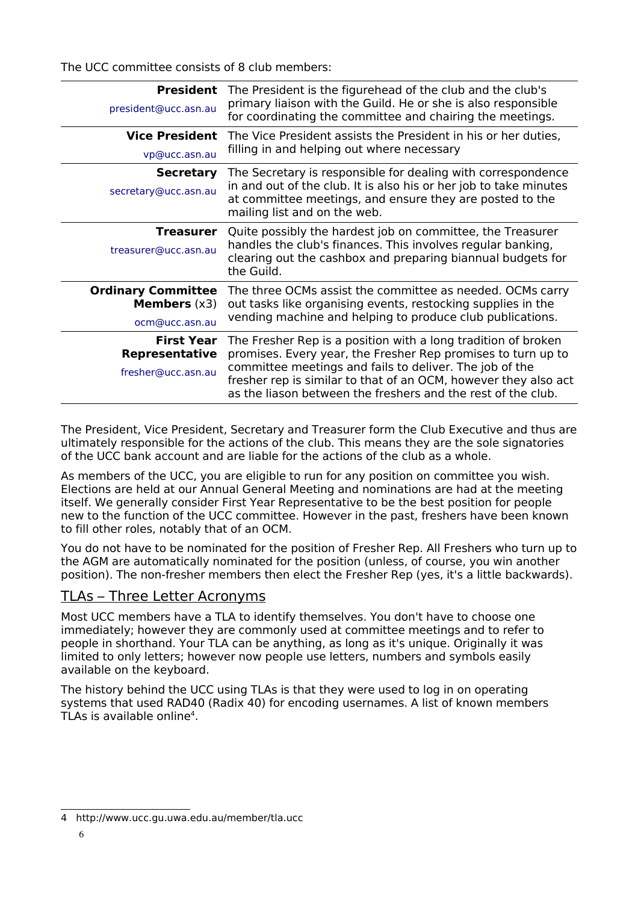The UCC committee consists of 8 club members:

| Position | Description |
| --- | --- |
| **President**<br>president@ucc.asn.au | The President is the figurehead of the club and the club's primary liaison with the Guild. He or she is also responsible for coordinating the committee and chairing the meetings. |
| **Vice President**<br>vp@ucc.asn.au | The Vice President assists the President in his or her duties, filling in and helping out where necessary |
| **Secretary**<br>secretary@ucc.asn.au | The Secretary is responsible for dealing with correspondence in and out of the club. It is also his or her job to take minutes at committee meetings, and ensure they are posted to the mailing list and on the web. |
| **Treasurer**<br>treasurer@ucc.asn.au | Quite possibly the hardest job on committee, the Treasurer handles the club's finances. This involves regular banking, clearing out the cashbox and preparing biannual budgets for the Guild. |
| **Ordinary Committee Members** (x3)<br>ocm@ucc.asn.au | The three OCMs assist the committee as needed. OCMs carry out tasks like organising events, restocking supplies in the vending machine and helping to produce club publications. |
| **First Year Representative**<br>fresher@ucc.asn.au | The Fresher Rep is a position with a long tradition of broken promises. Every year, the Fresher Rep promises to turn up to committee meetings and fails to deliver. The job of the fresher rep is similar to that of an OCM, however they also act as the liason between the freshers and the rest of the club. |

The President, Vice President, Secretary and Treasurer form the Club Executive and thus are ultimately responsible for the actions of the club. This means they are the sole signatories of the UCC bank account and are liable for the actions of the club as a whole.

As members of the UCC, you are eligible to run for any position on committee you wish. Elections are held at our Annual General Meeting and nominations are had at the meeting itself. We generally consider First Year Representative to be the best position for people new to the function of the UCC committee. However in the past, freshers have been known to fill other roles, notably that of an OCM.

You do not have to be nominated for the position of Fresher Rep. All Freshers who turn up to the AGM are automatically nominated for the position (unless, of course, you win another position). The non-fresher members then elect the Fresher Rep (yes, it's a little backwards).

## TLAs – Three Letter Acronyms

Most UCC members have a TLA to identify themselves. You don't have to choose one immediately; however they are commonly used at committee meetings and to refer to people in shorthand. Your TLA can be anything, as long as it's unique. Originally it was limited to only letters; however now people use letters, numbers and symbols easily available on the keyboard.

The history behind the UCC using TLAs is that they were used to log in on operating systems that used RAD40 (Radix 40) for encoding usernames. A list of known members TLAs is available online[4].

4 http://www.ucc.gu.uwa.edu.au/member/tla.ucc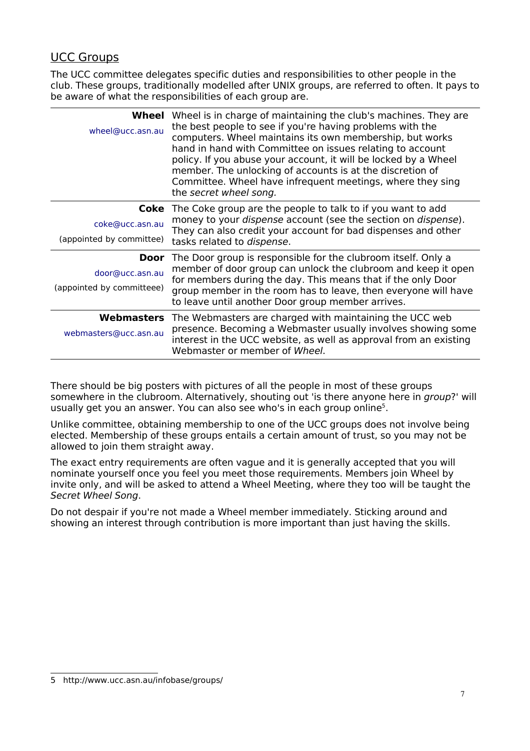## UCC Groups

The UCC committee delegates specific duties and responsibilities to other people in the club. These groups, traditionally modelled after UNIX groups, are referred to often. It pays to be aware of what the responsibilities of each group are.

| Group | Responsibilities |
| --- | --- |
| **Wheel**<br>wheel@ucc.asn.au | Wheel is in charge of maintaining the club's machines. They are the best people to see if you're having problems with the computers. Wheel maintains its own membership, but works hand in hand with Committee on issues relating to account policy. If you abuse your account, it will be locked by a Wheel member. The unlocking of accounts is at the discretion of Committee. Wheel have infrequent meetings, where they sing the *secret wheel song.* |
| **Coke**<br>coke@ucc.asn.au<br>(appointed by committee) | The Coke group are the people to talk to if you want to add money to your *dispense* account (see the section on *dispense*). They can also credit your account for bad dispenses and other tasks related to *dispense*. |
| **Door**<br>door@ucc.asn.au<br>(appointed by committeee) | The Door group is responsible for the clubroom itself. Only a member of door group can unlock the clubroom and keep it open for members during the day. This means that if the only Door group member in the room has to leave, then everyone will have to leave until another Door group member arrives. |
| **Webmasters**<br>webmasters@ucc.asn.au | The Webmasters are charged with maintaining the UCC web presence. Becoming a Webmaster usually involves showing some interest in the UCC website, as well as approval from an existing Webmaster or member of *Wheel*. |

There should be big posters with pictures of all the people in most of these groups somewhere in the clubroom. Alternatively, shouting out 'is there anyone here in *group*?' will usually get you an answer. You can also see who's in each group online[5].

Unlike committee, obtaining membership to one of the UCC groups does not involve being elected. Membership of these groups entails a certain amount of trust, so you may not be allowed to join them straight away.

The exact entry requirements are often vague and it is generally accepted that you will nominate yourself once you feel you meet those requirements. Members join Wheel by invite only, and will be asked to attend a Wheel Meeting, where they too will be taught the *Secret Wheel Song*.

Do not despair if you're not made a Wheel member immediately. Sticking around and showing an interest through contribution is more important than just having the skills.

5 http://www.ucc.asn.au/infobase/groups/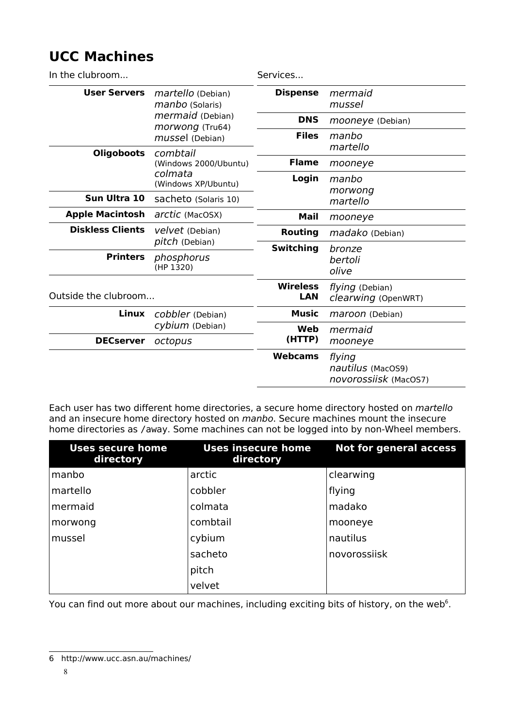# UCC Machines

In the clubroom...

| | |
|---|---|
| **User Servers** | *martello* (Debian)<br>*manbo* (Solaris)<br>*mermaid* (Debian)<br>*morwong* (Tru64)<br>*mussel* (Debian) |
| **Oligoboots** | *combtail* (Windows 2000/Ubuntu)<br>*colmata* (Windows XP/Ubuntu) |
| **Sun Ultra 10** | sacheto (Solaris 10) |
| **Apple Macintosh** | *arctic* (MacOSX) |
| **Diskless Clients** | *velvet* (Debian)<br>*pitch* (Debian) |
| **Printers** | *phosphorus* (HP 1320) |

Outside the clubroom...

| | |
|---|---|
| **Linux** | *cobbler* (Debian)<br>*cybium* (Debian) |
| **DECserver** | *octopus* |

Services...

| | |
|---|---|
| **Dispense** | *mermaid*<br>*mussel* |
| **DNS** | *mooneye* (Debian) |
| **Files** | *manbo*<br>*martello* |
| **Flame** | *mooneye* |
| **Login** | *manbo*<br>*morwong*<br>*martello* |
| **Mail** | *mooneye* |
| **Routing** | *madako* (Debian) |
| **Switching** | *bronze*<br>*bertoli*<br>*olive* |
| **Wireless LAN** | *flying* (Debian)<br>*clearwing* (OpenWRT) |
| **Music** | *maroon* (Debian) |
| **Web (HTTP)** | *mermaid*<br>*mooneye* |
| **Webcams** | *flying*<br>*nautilus* (MacOS9)<br>*novorossiisk* (MacOS7) |

Each user has two different home directories, a secure home directory hosted on *martello* and an insecure home directory hosted on *manbo*. Secure machines mount the insecure home directories as /away. Some machines can not be logged into by non-Wheel members.

| Uses secure home directory | Uses insecure home directory | Not for general access |
|---|---|---|
| manbo | arctic | clearwing |
| martello | cobbler | flying |
| mermaid | colmata | madako |
| morwong | combtail | mooneye |
| mussel | cybium | nautilus |
| | sacheto | novorossiisk |
| | pitch | |
| | velvet | |

You can find out more about our machines, including exciting bits of history, on the web[6].

[6] http://www.ucc.asn.au/machines/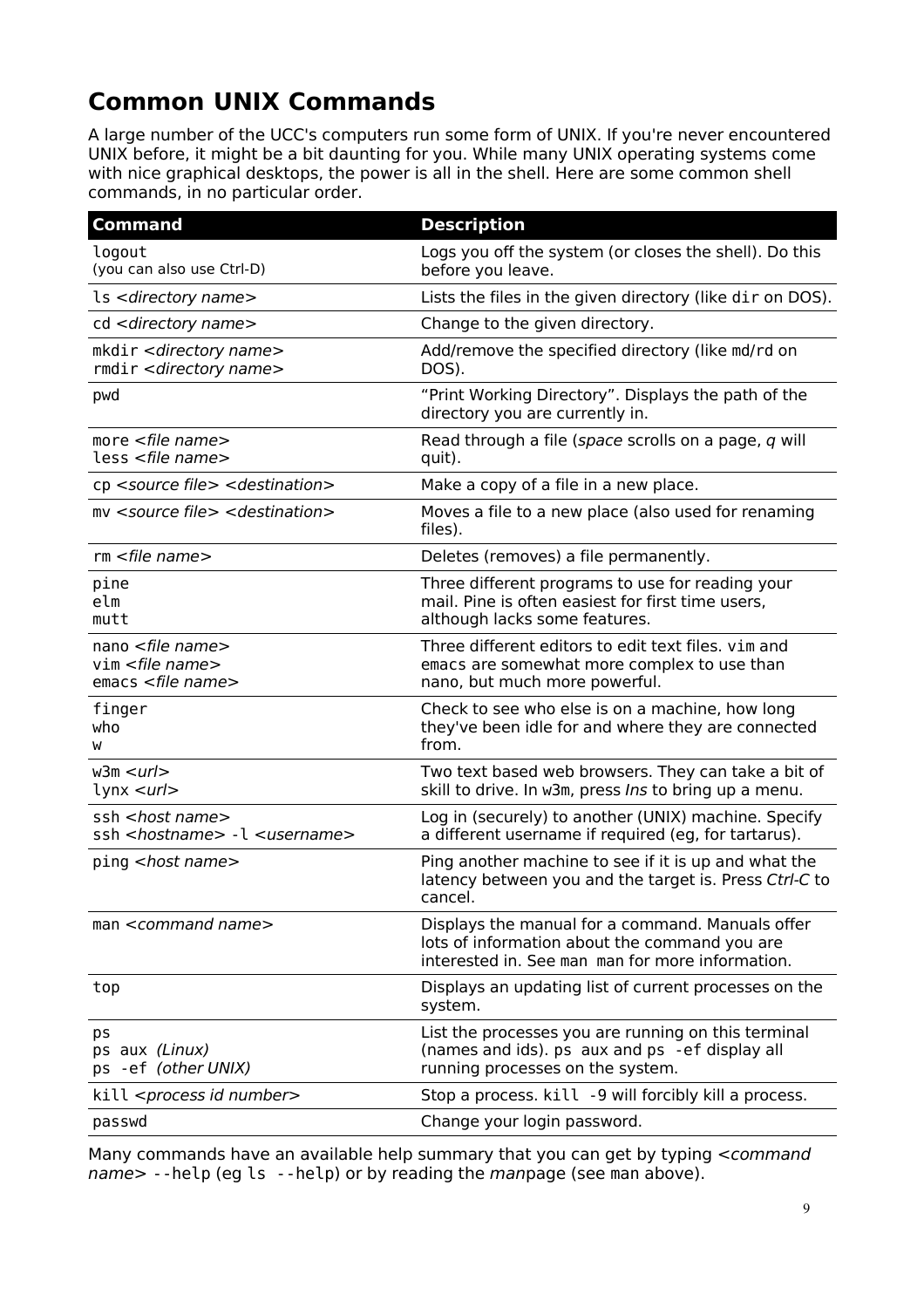## Common UNIX Commands

A large number of the UCC's computers run some form of UNIX. If you're never encountered UNIX before, it might be a bit daunting for you. While many UNIX operating systems come with nice graphical desktops, the power is all in the shell. Here are some common shell commands, in no particular order.

| Command | Description |
| --- | --- |
| `logout`<br>(you can also use Ctrl-D) | Logs you off the system (or closes the shell). Do this before you leave. |
| `ls` *<directory name>* | Lists the files in the given directory (like `dir` on DOS). |
| `cd` *<directory name>* | Change to the given directory. |
| `mkdir` *<directory name>*<br>`rmdir` *<directory name>* | Add/remove the specified directory (like `md`/`rd` on DOS). |
| `pwd` | “Print Working Directory”. Displays the path of the directory you are currently in. |
| `more` *<file name>*<br>`less` *<file name>* | Read through a file (*space* scrolls on a page, *q* will quit). |
| `cp` *<source file> <destination>* | Make a copy of a file in a new place. |
| `mv` *<source file> <destination>* | Moves a file to a new place (also used for renaming files). |
| `rm` *<file name>* | Deletes (removes) a file permanently. |
| `pine`<br>`elm`<br>`mutt` | Three different programs to use for reading your mail. Pine is often easiest for first time users, although lacks some features. |
| `nano` *<file name>*<br>`vim` *<file name>*<br>`emacs` *<file name>* | Three different editors to edit text files. `vim` and `emacs` are somewhat more complex to use than nano, but much more powerful. |
| `finger`<br>`who`<br>`w` | Check to see who else is on a machine, how long they've been idle for and where they are connected from. |
| `w3m` *<url>*<br>`lynx` *<url>* | Two text based web browsers. They can take a bit of skill to drive. In `w3m`, press *Ins* to bring up a menu. |
| `ssh` *<host name>*<br>`ssh` *<hostname>* `-l` *<username>* | Log in (securely) to another (UNIX) machine. Specify a different username if required (eg, for tartarus). |
| `ping` *<host name>* | Ping another machine to see if it is up and what the latency between you and the target is. Press *Ctrl-C* to cancel. |
| `man` *<command name>* | Displays the manual for a command. Manuals offer lots of information about the command you are interested in. See `man man` for more information. |
| `top` | Displays an updating list of current processes on the system. |
| `ps`<br>`ps aux` *(Linux)*<br>`ps -ef` *(other UNIX)* | List the processes you are running on this terminal (names and ids). `ps aux` and `ps -ef` display all running processes on the system. |
| `kill` *<process id number>* | Stop a process. `kill -9` will forcibly kill a process. |
| `passwd` | Change your login password. |

Many commands have an available help summary that you can get by typing *<command name>* `--help` (eg `ls --help`) or by reading the *man*page (see `man` above).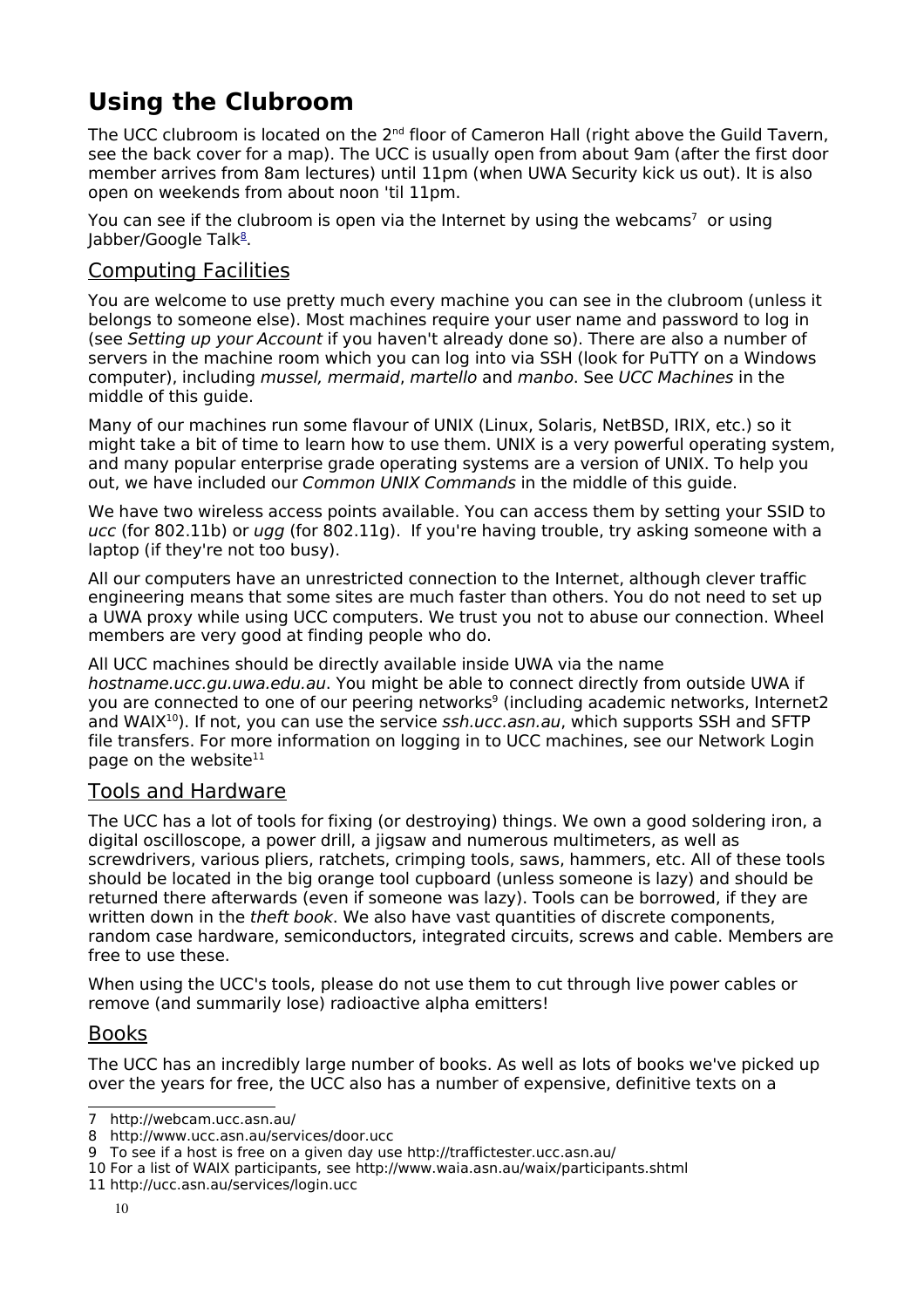# Using the Clubroom

The UCC clubroom is located on the 2nd floor of Cameron Hall (right above the Guild Tavern, see the back cover for a map). The UCC is usually open from about 9am (after the first door member arrives from 8am lectures) until 11pm (when UWA Security kick us out). It is also open on weekends from about noon 'til 11pm.

You can see if the clubroom is open via the Internet by using the webcams[7] or using Jabber/Google Talk[8].

## Computing Facilities

You are welcome to use pretty much every machine you can see in the clubroom (unless it belongs to someone else). Most machines require your user name and password to log in (see *Setting up your Account* if you haven't already done so). There are also a number of servers in the machine room which you can log into via SSH (look for PuTTY on a Windows computer), including *mussel, mermaid*, *martello* and *manbo*. See *UCC Machines* in the middle of this guide.

Many of our machines run some flavour of UNIX (Linux, Solaris, NetBSD, IRIX, etc.) so it might take a bit of time to learn how to use them. UNIX is a very powerful operating system, and many popular enterprise grade operating systems are a version of UNIX. To help you out, we have included our *Common UNIX Commands* in the middle of this guide.

We have two wireless access points available. You can access them by setting your SSID to *ucc* (for 802.11b) or *ugg* (for 802.11g). If you're having trouble, try asking someone with a laptop (if they're not too busy).

All our computers have an unrestricted connection to the Internet, although clever traffic engineering means that some sites are much faster than others. You do not need to set up a UWA proxy while using UCC computers. We trust you not to abuse our connection. Wheel members are very good at finding people who do.

All UCC machines should be directly available inside UWA via the name *hostname.ucc.gu.uwa.edu.au*. You might be able to connect directly from outside UWA if you are connected to one of our peering networks[9] (including academic networks, Internet2 and WAIX[10]). If not, you can use the service *ssh.ucc.asn.au*, which supports SSH and SFTP file transfers. For more information on logging in to UCC machines, see our Network Login page on the website[11]

## Tools and Hardware

The UCC has a lot of tools for fixing (or destroying) things. We own a good soldering iron, a digital oscilloscope, a power drill, a jigsaw and numerous multimeters, as well as screwdrivers, various pliers, ratchets, crimping tools, saws, hammers, etc. All of these tools should be located in the big orange tool cupboard (unless someone is lazy) and should be returned there afterwards (even if someone was lazy). Tools can be borrowed, if they are written down in the *theft book*. We also have vast quantities of discrete components, random case hardware, semiconductors, integrated circuits, screws and cable. Members are free to use these.

When using the UCC's tools, please do not use them to cut through live power cables or remove (and summarily lose) radioactive alpha emitters!

## Books

The UCC has an incredibly large number of books. As well as lots of books we've picked up over the years for free, the UCC also has a number of expensive, definitive texts on a

---

7 http://webcam.ucc.asn.au/

8 http://www.ucc.asn.au/services/door.ucc

9 To see if a host is free on a given day use http://traffictester.ucc.asn.au/

10 For a list of WAIX participants, see http://www.waia.asn.au/waix/participants.shtml

11 http://ucc.asn.au/services/login.ucc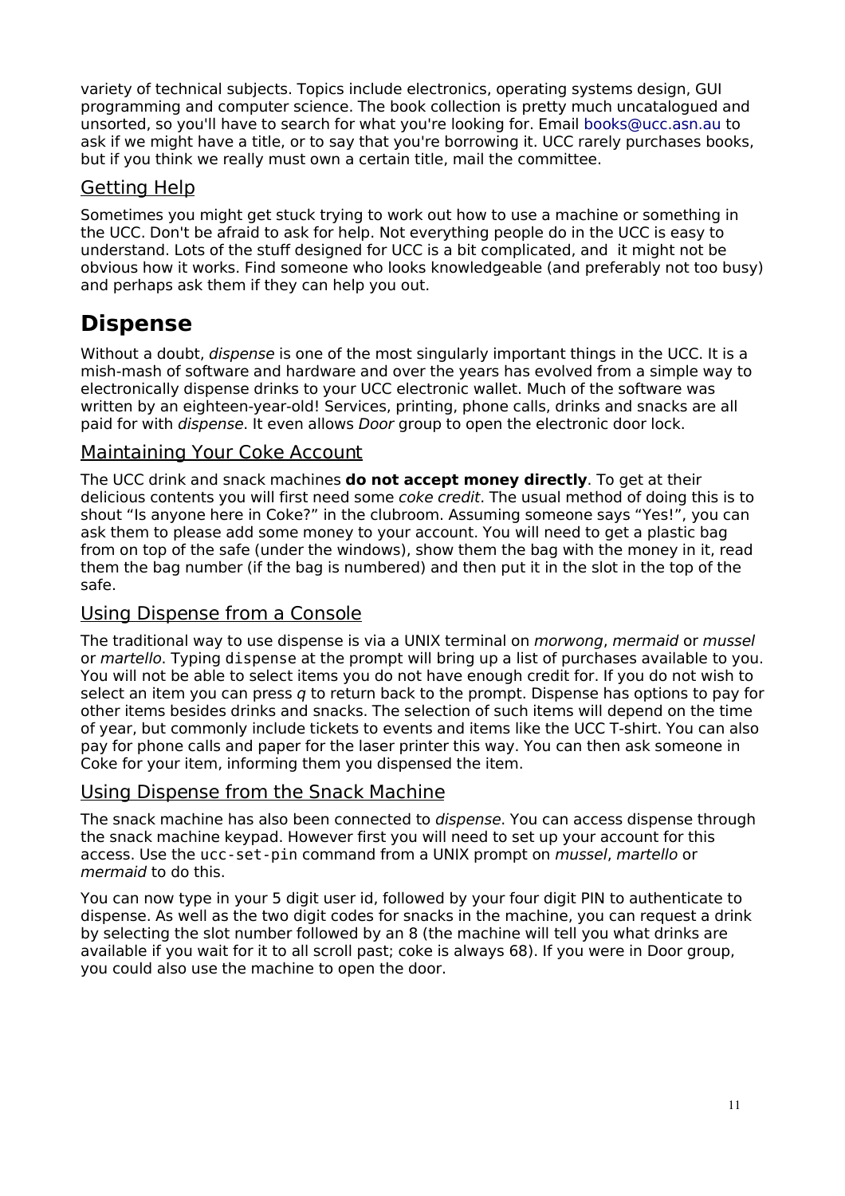variety of technical subjects. Topics include electronics, operating systems design, GUI programming and computer science. The book collection is pretty much uncatalogued and unsorted, so you'll have to search for what you're looking for. Email books@ucc.asn.au to ask if we might have a title, or to say that you're borrowing it. UCC rarely purchases books, but if you think we really must own a certain title, mail the committee.

### Getting Help

Sometimes you might get stuck trying to work out how to use a machine or something in the UCC. Don't be afraid to ask for help. Not everything people do in the UCC is easy to understand. Lots of the stuff designed for UCC is a bit complicated, and it might not be obvious how it works. Find someone who looks knowledgeable (and preferably not too busy) and perhaps ask them if they can help you out.

## Dispense

Without a doubt, *dispense* is one of the most singularly important things in the UCC. It is a mish-mash of software and hardware and over the years has evolved from a simple way to electronically dispense drinks to your UCC electronic wallet. Much of the software was written by an eighteen-year-old! Services, printing, phone calls, drinks and snacks are all paid for with *dispense*. It even allows *Door* group to open the electronic door lock.

### Maintaining Your Coke Account

The UCC drink and snack machines **do not accept money directly**. To get at their delicious contents you will first need some *coke credit*. The usual method of doing this is to shout "Is anyone here in Coke?" in the clubroom. Assuming someone says "Yes!", you can ask them to please add some money to your account. You will need to get a plastic bag from on top of the safe (under the windows), show them the bag with the money in it, read them the bag number (if the bag is numbered) and then put it in the slot in the top of the safe.

### Using Dispense from a Console

The traditional way to use dispense is via a UNIX terminal on *morwong*, *mermaid* or *mussel* or *martello*. Typing `dispense` at the prompt will bring up a list of purchases available to you. You will not be able to select items you do not have enough credit for. If you do not wish to select an item you can press *q* to return back to the prompt. Dispense has options to pay for other items besides drinks and snacks. The selection of such items will depend on the time of year, but commonly include tickets to events and items like the UCC T-shirt. You can also pay for phone calls and paper for the laser printer this way. You can then ask someone in Coke for your item, informing them you dispensed the item.

### Using Dispense from the Snack Machine

The snack machine has also been connected to *dispense*. You can access dispense through the snack machine keypad. However first you will need to set up your account for this access. Use the `ucc-set-pin` command from a UNIX prompt on *mussel*, *martello* or *mermaid* to do this.

You can now type in your 5 digit user id, followed by your four digit PIN to authenticate to dispense. As well as the two digit codes for snacks in the machine, you can request a drink by selecting the slot number followed by an 8 (the machine will tell you what drinks are available if you wait for it to all scroll past; coke is always 68). If you were in Door group, you could also use the machine to open the door.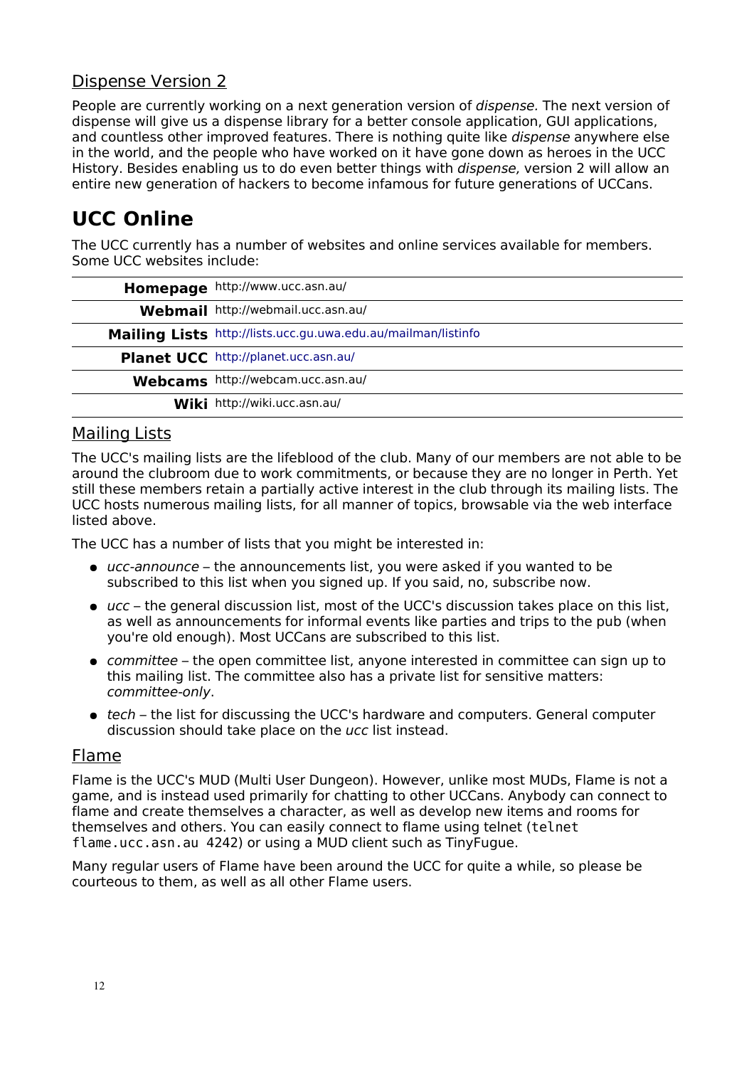## Dispense Version 2

People are currently working on a next generation version of *dispense.* The next version of dispense will give us a dispense library for a better console application, GUI applications, and countless other improved features. There is nothing quite like *dispense* anywhere else in the world, and the people who have worked on it have gone down as heroes in the UCC History. Besides enabling us to do even better things with *dispense,* version 2 will allow an entire new generation of hackers to become infamous for future generations of UCCans.

# UCC Online

The UCC currently has a number of websites and online services available for members. Some UCC websites include:

| | |
|---|---|
| **Homepage** | http://www.ucc.asn.au/ |
| **Webmail** | http://webmail.ucc.asn.au/ |
| **Mailing Lists** | http://lists.ucc.gu.uwa.edu.au/mailman/listinfo |
| **Planet UCC** | http://planet.ucc.asn.au/ |
| **Webcams** | http://webcam.ucc.asn.au/ |
| **Wiki** | http://wiki.ucc.asn.au/ |

## Mailing Lists

The UCC's mailing lists are the lifeblood of the club. Many of our members are not able to be around the clubroom due to work commitments, or because they are no longer in Perth. Yet still these members retain a partially active interest in the club through its mailing lists. The UCC hosts numerous mailing lists, for all manner of topics, browsable via the web interface listed above.

The UCC has a number of lists that you might be interested in:

- *ucc-announce* – the announcements list, you were asked if you wanted to be subscribed to this list when you signed up. If you said, no, subscribe now.
- *ucc* – the general discussion list, most of the UCC's discussion takes place on this list, as well as announcements for informal events like parties and trips to the pub (when you're old enough). Most UCCans are subscribed to this list.
- *committee* – the open committee list, anyone interested in committee can sign up to this mailing list. The committee also has a private list for sensitive matters: *committee-only*.
- *tech* – the list for discussing the UCC's hardware and computers. General computer discussion should take place on the *ucc* list instead.

## Flame

Flame is the UCC's MUD (Multi User Dungeon). However, unlike most MUDs, Flame is not a game, and is instead used primarily for chatting to other UCCans. Anybody can connect to flame and create themselves a character, as well as develop new items and rooms for themselves and others. You can easily connect to flame using telnet (`telnet flame.ucc.asn.au 4242`) or using a MUD client such as TinyFugue.

Many regular users of Flame have been around the UCC for quite a while, so please be courteous to them, as well as all other Flame users.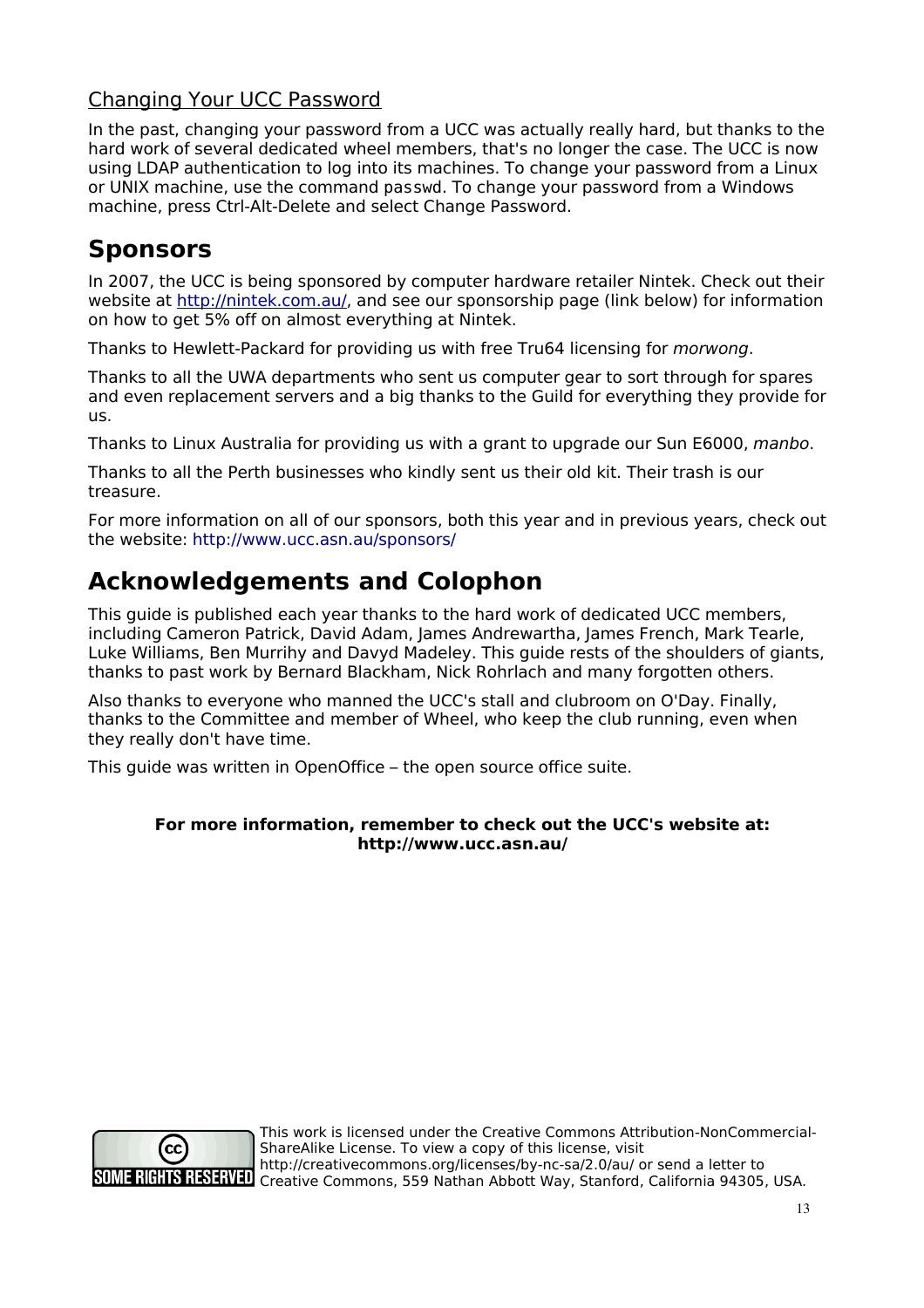### Changing Your UCC Password

In the past, changing your password from a UCC was actually really hard, but thanks to the hard work of several dedicated wheel members, that's no longer the case. The UCC is now using LDAP authentication to log into its machines. To change your password from a Linux or UNIX machine, use the command passwd. To change your password from a Windows machine, press Ctrl-Alt-Delete and select Change Password.

# Sponsors

In 2007, the UCC is being sponsored by computer hardware retailer Nintek. Check out their website at http://nintek.com.au/, and see our sponsorship page (link below) for information on how to get 5% off on almost everything at Nintek.

Thanks to Hewlett-Packard for providing us with free Tru64 licensing for *morwong*.

Thanks to all the UWA departments who sent us computer gear to sort through for spares and even replacement servers and a big thanks to the Guild for everything they provide for us.

Thanks to Linux Australia for providing us with a grant to upgrade our Sun E6000, *manbo*.

Thanks to all the Perth businesses who kindly sent us their old kit. Their trash is our treasure.

For more information on all of our sponsors, both this year and in previous years, check out the website: http://www.ucc.asn.au/sponsors/

# Acknowledgements and Colophon

This guide is published each year thanks to the hard work of dedicated UCC members, including Cameron Patrick, David Adam, James Andrewartha, James French, Mark Tearle, Luke Williams, Ben Murrihy and Davyd Madeley. This guide rests of the shoulders of giants, thanks to past work by Bernard Blackham, Nick Rohrlach and many forgotten others.

Also thanks to everyone who manned the UCC's stall and clubroom on O'Day. Finally, thanks to the Committee and member of Wheel, who keep the club running, even when they really don't have time.

This guide was written in OpenOffice – the open source office suite.

**For more information, remember to check out the UCC's website at: http://www.ucc.asn.au/**

SOME RIGHTS RESERVED

This work is licensed under the Creative Commons Attribution-NonCommercial-ShareAlike License. To view a copy of this license, visit http://creativecommons.org/licenses/by-nc-sa/2.0/au/ or send a letter to Creative Commons, 559 Nathan Abbott Way, Stanford, California 94305, USA.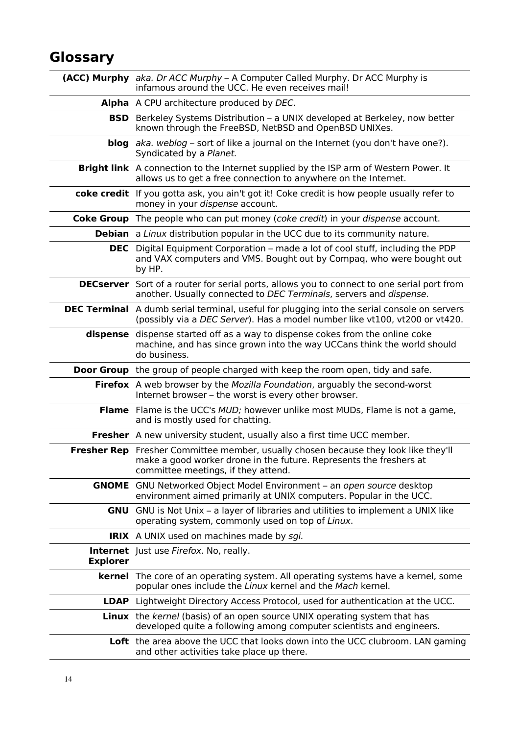# Glossary

| Term | Definition |
|---|---|
| **(ACC) Murphy** | *aka. Dr ACC Murphy* – A Computer Called Murphy. Dr ACC Murphy is infamous around the UCC. He even receives mail! |
| **Alpha** | A CPU architecture produced by *DEC*. |
| **BSD** | Berkeley Systems Distribution – a UNIX developed at Berkeley, now better known through the FreeBSD, NetBSD and OpenBSD UNIXes. |
| **blog** | *aka. weblog* – sort of like a journal on the Internet (you don't have one?). Syndicated by a *Planet.* |
| **Bright link** | A connection to the Internet supplied by the ISP arm of Western Power. It allows us to get a free connection to anywhere on the Internet. |
| **coke credit** | If you gotta ask, you ain't got it! Coke credit is how people usually refer to money in your *dispense* account. |
| **Coke Group** | The people who can put money (*coke credit*) in your *dispense* account. |
| **Debian** | a *Linux* distribution popular in the UCC due to its community nature. |
| **DEC** | Digital Equipment Corporation – made a lot of cool stuff, including the PDP and VAX computers and VMS. Bought out by Compaq, who were bought out by HP. |
| **DECserver** | Sort of a router for serial ports, allows you to connect to one serial port from another. Usually connected to *DEC Terminals*, servers and *dispense.* |
| **DEC Terminal** | A dumb serial terminal, useful for plugging into the serial console on servers (possibly via a *DEC Server*). Has a model number like vt100, vt200 or vt420. |
| **dispense** | dispense started off as a way to dispense cokes from the online coke machine, and has since grown into the way UCCans think the world should do business. |
| **Door Group** | the group of people charged with keep the room open, tidy and safe. |
| **Firefox** | A web browser by the *Mozilla Foundation*, arguably the second-worst Internet browser – the worst is every other browser. |
| **Flame** | Flame is the UCC's *MUD;* however unlike most MUDs, Flame is not a game, and is mostly used for chatting. |
| **Fresher** | A new university student, usually also a first time UCC member. |
| **Fresher Rep** | Fresher Committee member, usually chosen because they look like they'll make a good worker drone in the future. Represents the freshers at committee meetings, if they attend. |
| **GNOME** | GNU Networked Object Model Environment – an *open source* desktop environment aimed primarily at UNIX computers. Popular in the UCC. |
| **GNU** | GNU is Not Unix – a layer of libraries and utilities to implement a UNIX like operating system, commonly used on top of *Linux*. |
| **IRIX** | A UNIX used on machines made by *sgi.* |
| **Internet Explorer** | Just use *Firefox*. No, really. |
| **kernel** | The core of an operating system. All operating systems have a kernel, some popular ones include the *Linux* kernel and the *Mach* kernel. |
| **LDAP** | Lightweight Directory Access Protocol, used for authentication at the UCC. |
| **Linux** | the *kernel* (basis) of an open source UNIX operating system that has developed quite a following among computer scientists and engineers. |
| **Loft** | the area above the UCC that looks down into the UCC clubroom. LAN gaming and other activities take place up there. |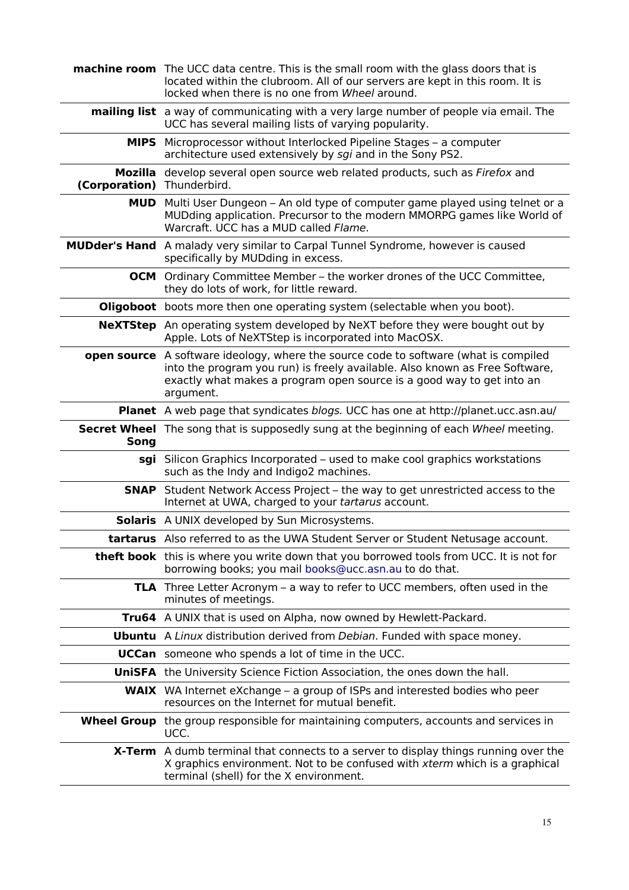| | |
|---|---|
| **machine room** | The UCC data centre. This is the small room with the glass doors that is located within the clubroom. All of our servers are kept in this room. It is locked when there is no one from *Wheel* around. |
| **mailing list** | a way of communicating with a very large number of people via email. The UCC has several mailing lists of varying popularity. |
| **MIPS** | Microprocessor without Interlocked Pipeline Stages – a computer architecture used extensively by *sgi* and in the Sony PS2. |
| **Mozilla (Corporation)** | develop several open source web related products, such as *Firefox* and Thunderbird. |
| **MUD** | Multi User Dungeon – An old type of computer game played using telnet or a MUDding application. Precursor to the modern MMORPG games like World of Warcraft. UCC has a MUD called *Flame*. |
| **MUDder's Hand** | A malady very similar to Carpal Tunnel Syndrome, however is caused specifically by MUDding in excess. |
| **OCM** | Ordinary Committee Member – the worker drones of the UCC Committee, they do lots of work, for little reward. |
| **Oligoboot** | boots more then one operating system (selectable when you boot). |
| **NeXTStep** | An operating system developed by NeXT before they were bought out by Apple. Lots of NeXTStep is incorporated into MacOSX. |
| **open source** | A software ideology, where the source code to software (what is compiled into the program you run) is freely available. Also known as Free Software, exactly what makes a program open source is a good way to get into an argument. |
| **Planet** | A web page that syndicates *blogs*. UCC has one at http://planet.ucc.asn.au/ |
| **Secret Wheel Song** | The song that is supposedly sung at the beginning of each *Wheel* meeting. |
| **sgi** | Silicon Graphics Incorporated – used to make cool graphics workstations such as the Indy and Indigo2 machines. |
| **SNAP** | Student Network Access Project – the way to get unrestricted access to the Internet at UWA, charged to your *tartarus* account. |
| **Solaris** | A UNIX developed by Sun Microsystems. |
| **tartarus** | Also referred to as the UWA Student Server or Student Netusage account. |
| **theft book** | this is where you write down that you borrowed tools from UCC. It is not for borrowing books; you mail books@ucc.asn.au to do that. |
| **TLA** | Three Letter Acronym – a way to refer to UCC members, often used in the minutes of meetings. |
| **Tru64** | A UNIX that is used on Alpha, now owned by Hewlett-Packard. |
| **Ubuntu** | A *Linux* distribution derived from *Debian*. Funded with space money. |
| **UCCan** | someone who spends a lot of time in the UCC. |
| **UniSFA** | the University Science Fiction Association, the ones down the hall. |
| **WAIX** | WA Internet eXchange – a group of ISPs and interested bodies who peer resources on the Internet for mutual benefit. |
| **Wheel Group** | the group responsible for maintaining computers, accounts and services in UCC. |
| **X-Term** | A dumb terminal that connects to a server to display things running over the X graphics environment. Not to be confused with *xterm* which is a graphical terminal (shell) for the X environment. |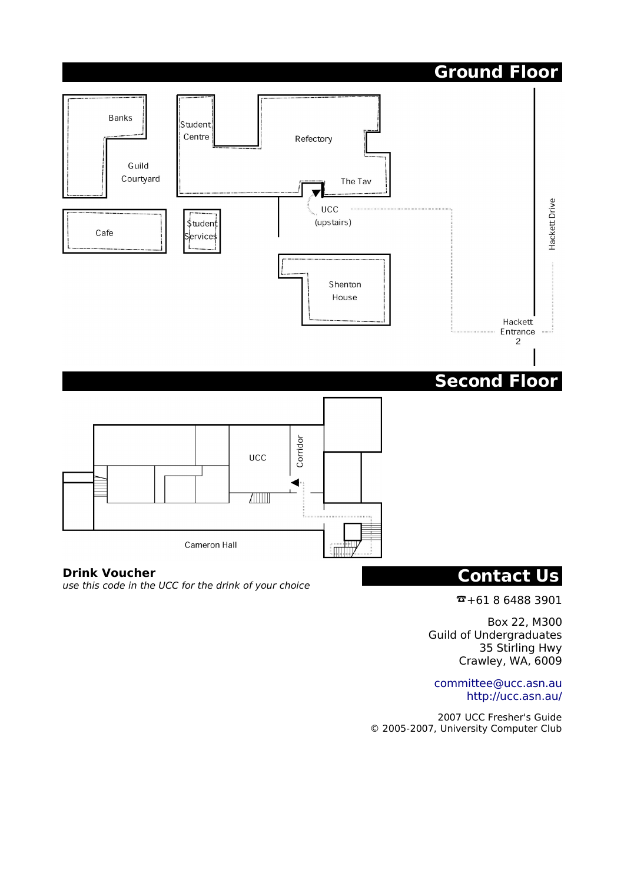## Ground Floor

Banks

Guild Courtyard

Student Centre

Refectory

The Tav

UCC (upstairs)

Cafe

Student Services

Shenton House

Hackett Drive

Hackett Entrance 2

## Second Floor

UCC

Corridor

Cameron Hall

**Drink Voucher**

*use this code in the UCC for the drink of your choice*

## Contact Us

☎+61 8 6488 3901

Box 22, M300
Guild of Undergraduates
35 Stirling Hwy
Crawley, WA, 6009

committee@ucc.asn.au
http://ucc.asn.au/

2007 UCC Fresher's Guide
© 2005-2007, University Computer Club